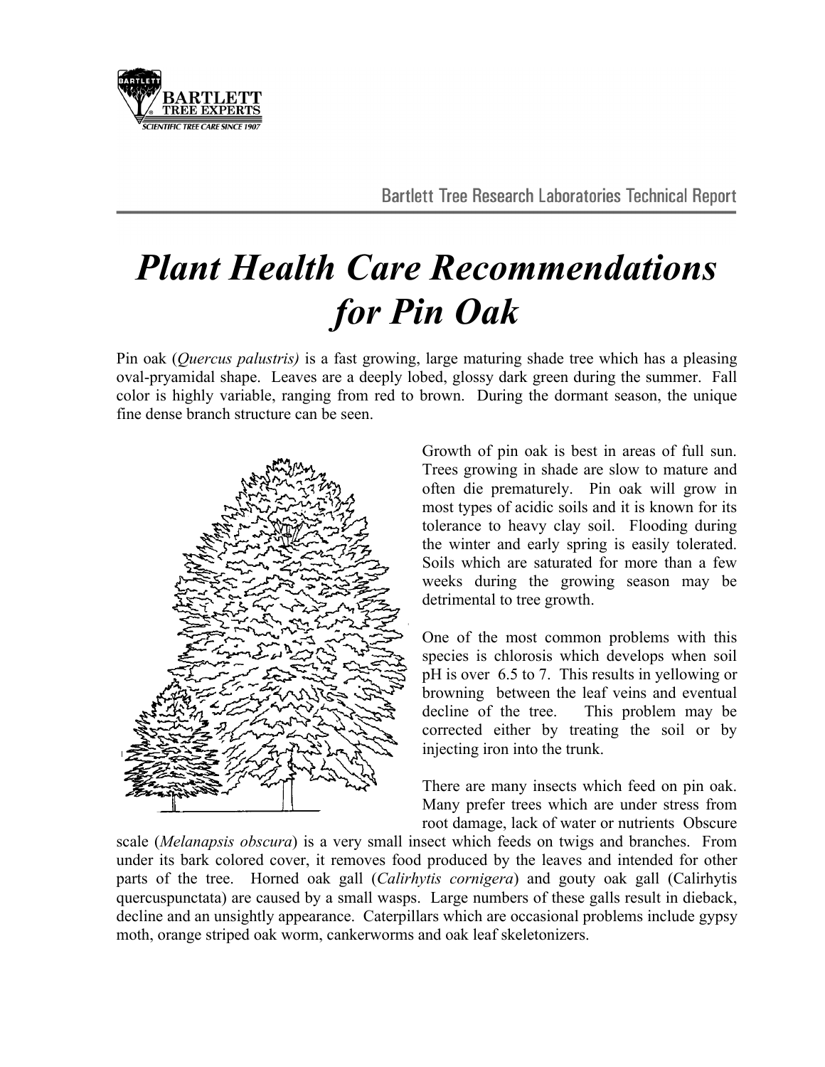Bartlett Tree Research Laboratories Technical Report

# *Plant Health Care Recommendations for Pin Oak*

Pin oak (*Quercus palustris)* is a fast growing, large maturing shade tree which has a pleasing oval-pryamidal shape. Leaves are a deeply lobed, glossy dark green during the summer. Fall color is highly variable, ranging from red to brown. During the dormant season, the unique fine dense branch structure can be seen.

Growth of pin oak is best in areas of full sun. Trees growing in shade are slow to mature and often die prematurely. Pin oak will grow in most types of acidic soils and it is known for its tolerance to heavy clay soil. Flooding during the winter and early spring is easily tolerated. Soils which are saturated for more than a few weeks during the growing season may be detrimental to tree growth.

One of the most common problems with this species is chlorosis which develops when soil pH is over 6.5 to 7. This results in yellowing or browning between the leaf veins and eventual decline of the tree. This problem may be corrected either by treating the soil or by injecting iron into the trunk.

There are many insects which feed on pin oak. Many prefer trees which are under stress from root damage, lack of water or nutrients Obscure scale (*Melanapsis obscura*) is a very small insect which feeds on twigs and branches. From under its bark colored cover, it removes food produced by the leaves and intended for other parts of the tree. Horned oak gall (*Calirhytis cornigera*) and gouty oak gall (Calirhytis quercuspunctata) are caused by a small wasps. Large numbers of these galls result in dieback, decline and an unsightly appearance. Caterpillars which are occasional problems include gypsy moth, orange striped oak worm, cankerworms and oak leaf skeletonizers.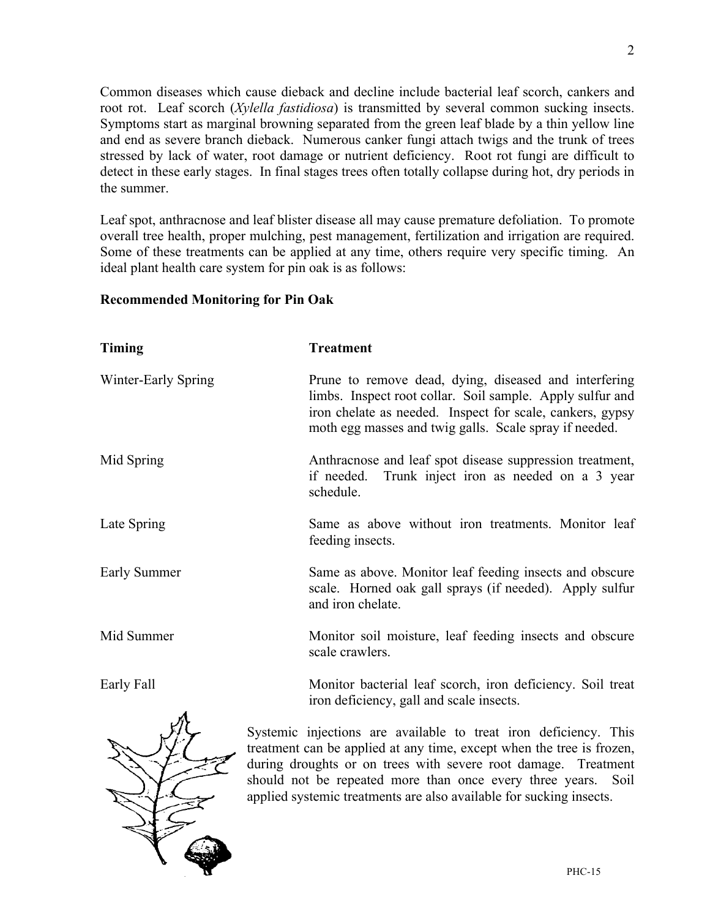Common diseases which cause dieback and decline include bacterial leaf scorch, cankers and root rot. Leaf scorch (*Xylella fastidiosa*) is transmitted by several common sucking insects. Symptoms start as marginal browning separated from the green leaf blade by a thin yellow line and end as severe branch dieback. Numerous canker fungi attach twigs and the trunk of trees stressed by lack of water, root damage or nutrient deficiency. Root rot fungi are difficult to detect in these early stages. In final stages trees often totally collapse during hot, dry periods in the summer.

Leaf spot, anthracnose and leaf blister disease all may cause premature defoliation. To promote overall tree health, proper mulching, pest management, fertilization and irrigation are required. Some of these treatments can be applied at any time, others require very specific timing. An ideal plant health care system for pin oak is as follows:

**Recommended Monitoring for Pin Oak**

| **Timing** | **Treatment** |
|---|---|
| Winter-Early Spring | Prune to remove dead, dying, diseased and interfering limbs. Inspect root collar. Soil sample. Apply sulfur and iron chelate as needed. Inspect for scale, cankers, gypsy moth egg masses and twig galls. Scale spray if needed. |
| Mid Spring | Anthracnose and leaf spot disease suppression treatment, if needed. Trunk inject iron as needed on a 3 year schedule. |
| Late Spring | Same as above without iron treatments. Monitor leaf feeding insects. |
| Early Summer | Same as above. Monitor leaf feeding insects and obscure scale. Horned oak gall sprays (if needed). Apply sulfur and iron chelate. |
| Mid Summer | Monitor soil moisture, leaf feeding insects and obscure scale crawlers. |
| Early Fall | Monitor bacterial leaf scorch, iron deficiency. Soil treat iron deficiency, gall and scale insects. |

Systemic injections are available to treat iron deficiency. This treatment can be applied at any time, except when the tree is frozen, during droughts or on trees with severe root damage. Treatment should not be repeated more than once every three years. Soil applied systemic treatments are also available for sucking insects.

PHC-15